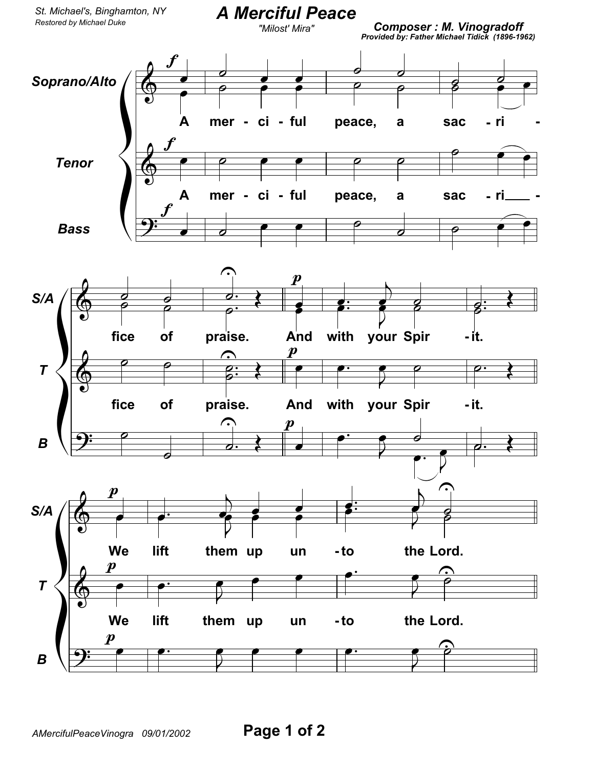St. Michael's, Binghamton, NY
Restored by Michael Duke

# A Merciful Peace

"Milost' Mira"

**Composer : M. Vinogradoff**
**Provided by: Father Michael Tidick (1896-1962)**

Soprano/Alto
Tenor
Bass

A mer - ci - ful peace, a sac - ri - fice of praise.

And with your Spir - it.

We lift them up un - to the Lord.

AMercifulPeaceVinogra 09/01/2002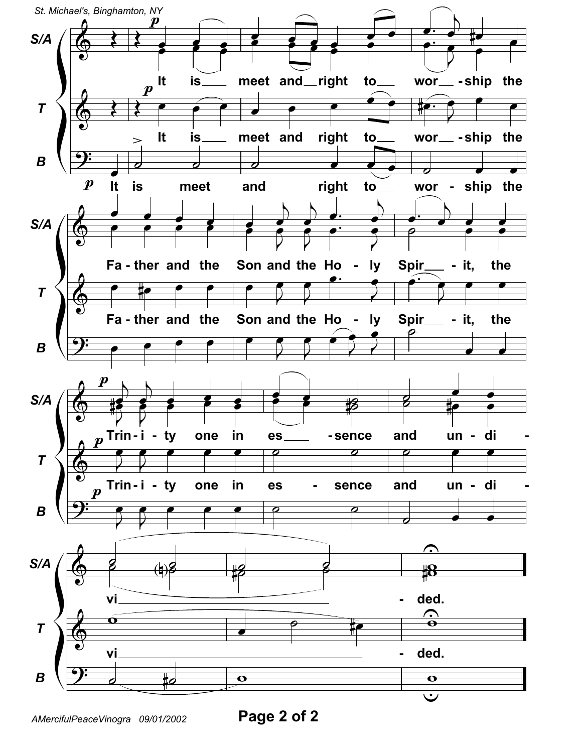St. Michael's, Binghamton, NY

S/A: It is meet and right to worship the Father and the Son and the Holy Spirit, the Trinity one in essence and undivided.

T: It is meet and right to worship the Father and the Son and the Holy Spirit, the Trinity one in essence and undivided.

B: It is meet and right to worship the Father and the Son and the Holy Spirit, the Trinity one in essence and undivided.

AMercifulPeaceVinogra 09/01/2002